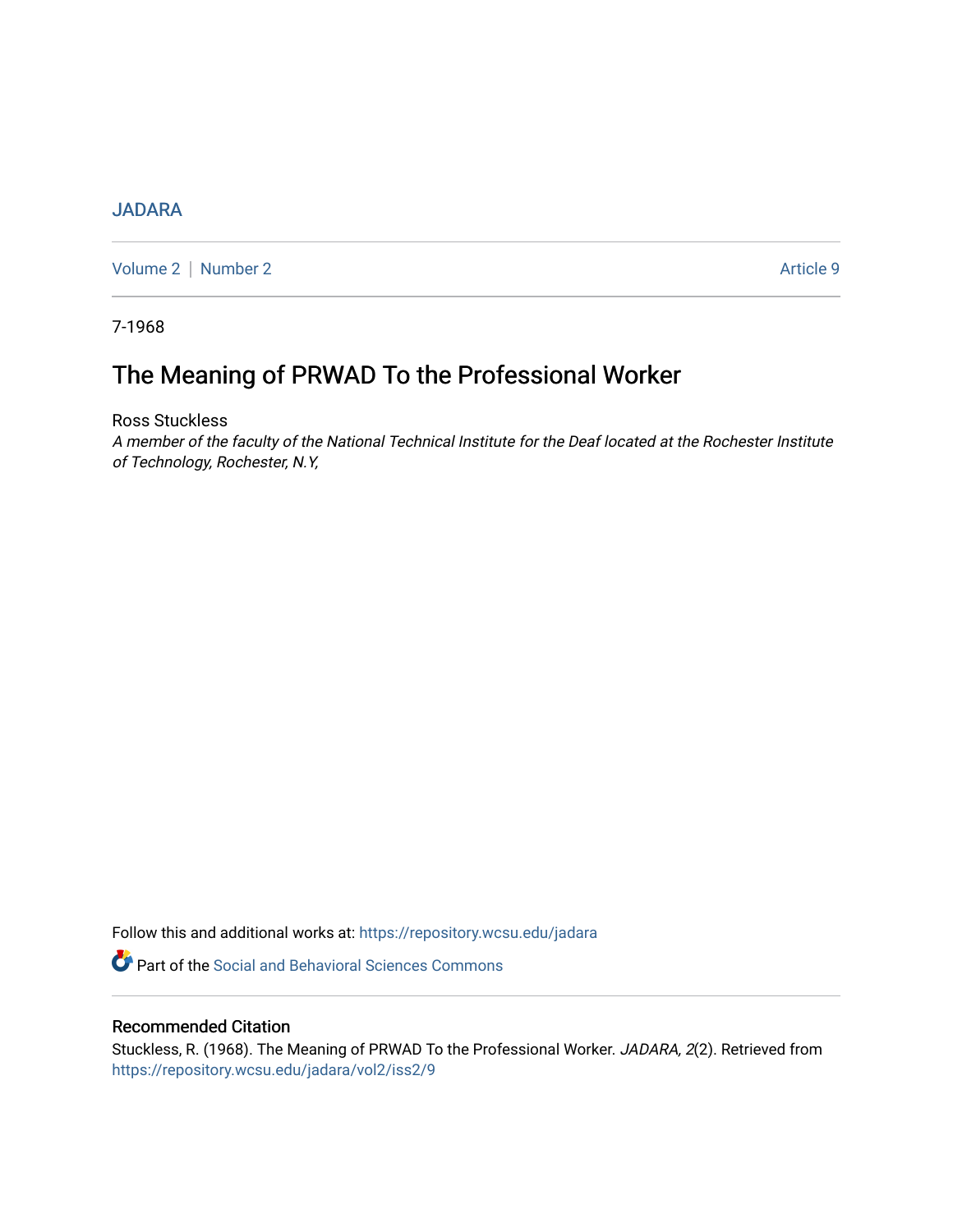JADARA

Volume 2 | Number 2 Article 9

7-1968

# The Meaning of PRWAD To the Professional Worker

Ross Stuckless

*A member of the faculty of the National Technical Institute for the Deaf located at the Rochester Institute of Technology, Rochester, N.Y,*

Follow this and additional works at: https://repository.wcsu.edu/jadara

Part of the Social and Behavioral Sciences Commons

## Recommended Citation

Stuckless, R. (1968). The Meaning of PRWAD To the Professional Worker. *JADARA*, *2*(2). Retrieved from https://repository.wcsu.edu/jadara/vol2/iss2/9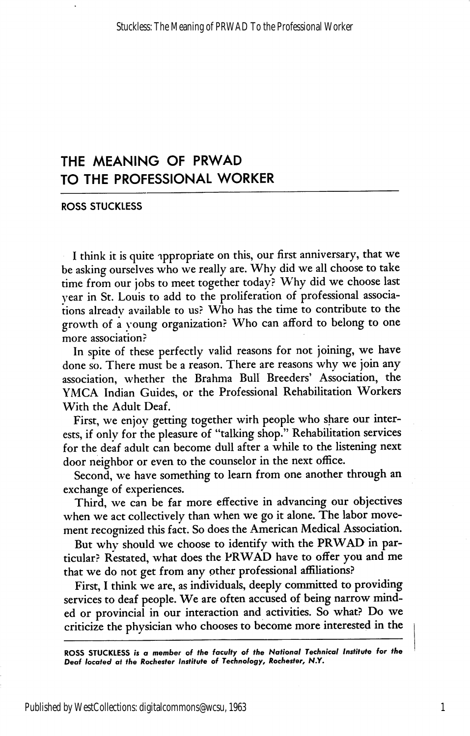# THE MEANING OF PRWAD TO THE PROFESSIONAL WORKER

ROSS STUCKLESS

I think it is quite appropriate on this, our first anniversary, that we be asking ourselves who we really are. Why did we all choose to take time from our jobs to meet together today? Why did we choose last year in St. Louis to add to the proliferation of professional associations already available to us? Who has the time to contribute to the growth of a young organization? Who can afford to belong to one more association?

In spite of these perfectly valid reasons for not joining, we have done so. There must be a reason. There are reasons why we join any association, whether the Brahma Bull Breeders' Association, the YMCA Indian Guides, or the Professional Rehabilitation Workers With the Adult Deaf.

First, we enjoy getting together with people who share our interests, if only for the pleasure of "talking shop." Rehabilitation services for the deaf adult can become dull after a while to the listening next door neighbor or even to the counselor in the next office.

Second, we have something to learn from one another through an exchange of experiences.

Third, we can be far more effective in advancing our objectives when we act collectively than when we go it alone. The labor movement recognized this fact. So does the American Medical Association.

But why should we choose to identify with the PRWAD in particular? Restated, what does the PRWAD have to offer you and me that we do not get from any other professional affiliations?

First, I think we are, as individuals, deeply committed to providing services to deaf people. We are often accused of being narrow minded or provincial in our interaction and activities. So what? Do we criticize the physician who chooses to become more interested in the

---

***ROSS STUCKLESS** is a member of the faculty of the National Technical Institute for the Deaf located at the Rochester Institute of Technology, Rochester, N.Y.*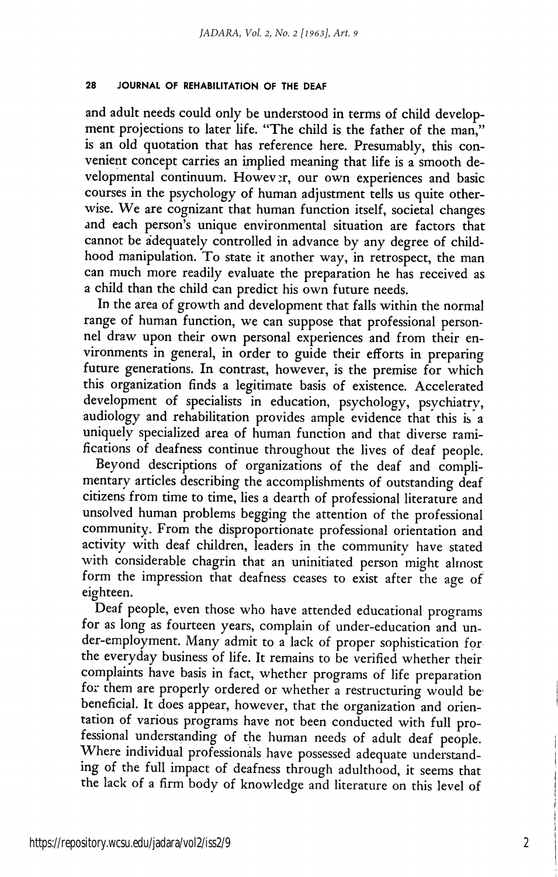and adult needs could only be understood in terms of child development projections to later life. "The child is the father of the man," is an old quotation that has reference here. Presumably, this convenient concept carries an implied meaning that life is a smooth developmental continuum. However, our own experiences and basic courses in the psychology of human adjustment tells us quite otherwise. We are cognizant that human function itself, societal changes and each person's unique environmental situation are factors that cannot be adequately controlled in advance by any degree of childhood manipulation. To state it another way, in retrospect, the man can much more readily evaluate the preparation he has received as a child than the child can predict his own future needs.

In the area of growth and development that falls within the normal range of human function, we can suppose that professional personnel draw upon their own personal experiences and from their environments in general, in order to guide their efforts in preparing future generations. In contrast, however, is the premise for which this organization finds a legitimate basis of existence. Accelerated development of specialists in education, psychology, psychiatry, audiology and rehabilitation provides ample evidence that this is a uniquely specialized area of human function and that diverse ramifications of deafness continue throughout the lives of deaf people.

Beyond descriptions of organizations of the deaf and complimentary articles describing the accomplishments of outstanding deaf citizens from time to time, lies a dearth of professional literature and unsolved human problems begging the attention of the professional community. From the disproportionate professional orientation and activity with deaf children, leaders in the community have stated with considerable chagrin that an uninitiated person might almost form the impression that deafness ceases to exist after the age of eighteen.

Deaf people, even those who have attended educational programs for as long as fourteen years, complain of under-education and under-employment. Many admit to a lack of proper sophistication for the everyday business of life. It remains to be verified whether their complaints have basis in fact, whether programs of life preparation for them are properly ordered or whether a restructuring would be beneficial. It does appear, however, that the organization and orientation of various programs have not been conducted with full professional understanding of the human needs of adult deaf people. Where individual professionals have possessed adequate understanding of the full impact of deafness through adulthood, it seems that the lack of a firm body of knowledge and literature on this level of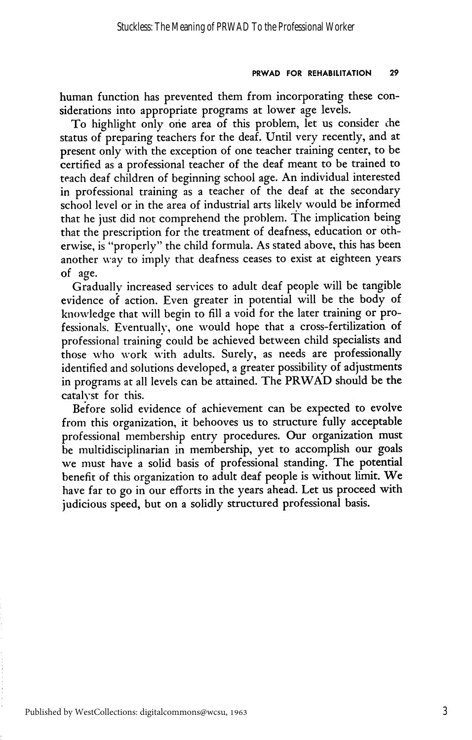human function has prevented them from incorporating these considerations into appropriate programs at lower age levels.

To highlight only one area of this problem, let us consider the status of preparing teachers for the deaf. Until very recently, and at present only with the exception of one teacher training center, to be certified as a professional teacher of the deaf meant to be trained to teach deaf children of beginning school age. An individual interested in professional training as a teacher of the deaf at the secondary school level or in the area of industrial arts likely would be informed that he just did not comprehend the problem. The implication being that the prescription for the treatment of deafness, education or otherwise, is "properly" the child formula. As stated above, this has been another way to imply that deafness ceases to exist at eighteen years of age.

Gradually increased services to adult deaf people will be tangible evidence of action. Even greater in potential will be the body of knowledge that will begin to fill a void for the later training or professionals. Eventually, one would hope that a cross-fertilization of professional training could be achieved between child specialists and those who work with adults. Surely, as needs are professionally identified and solutions developed, a greater possibility of adjustments in programs at all levels can be attained. The PRWAD should be the catalyst for this.

Before solid evidence of achievement can be expected to evolve from this organization, it behooves us to structure fully acceptable professional membership entry procedures. Our organization must be multidisciplinarian in membership, yet to accomplish our goals we must have a solid basis of professional standing. The potential benefit of this organization to adult deaf people is without limit. We have far to go in our efforts in the years ahead. Let us proceed with judicious speed, but on a solidly structured professional basis.